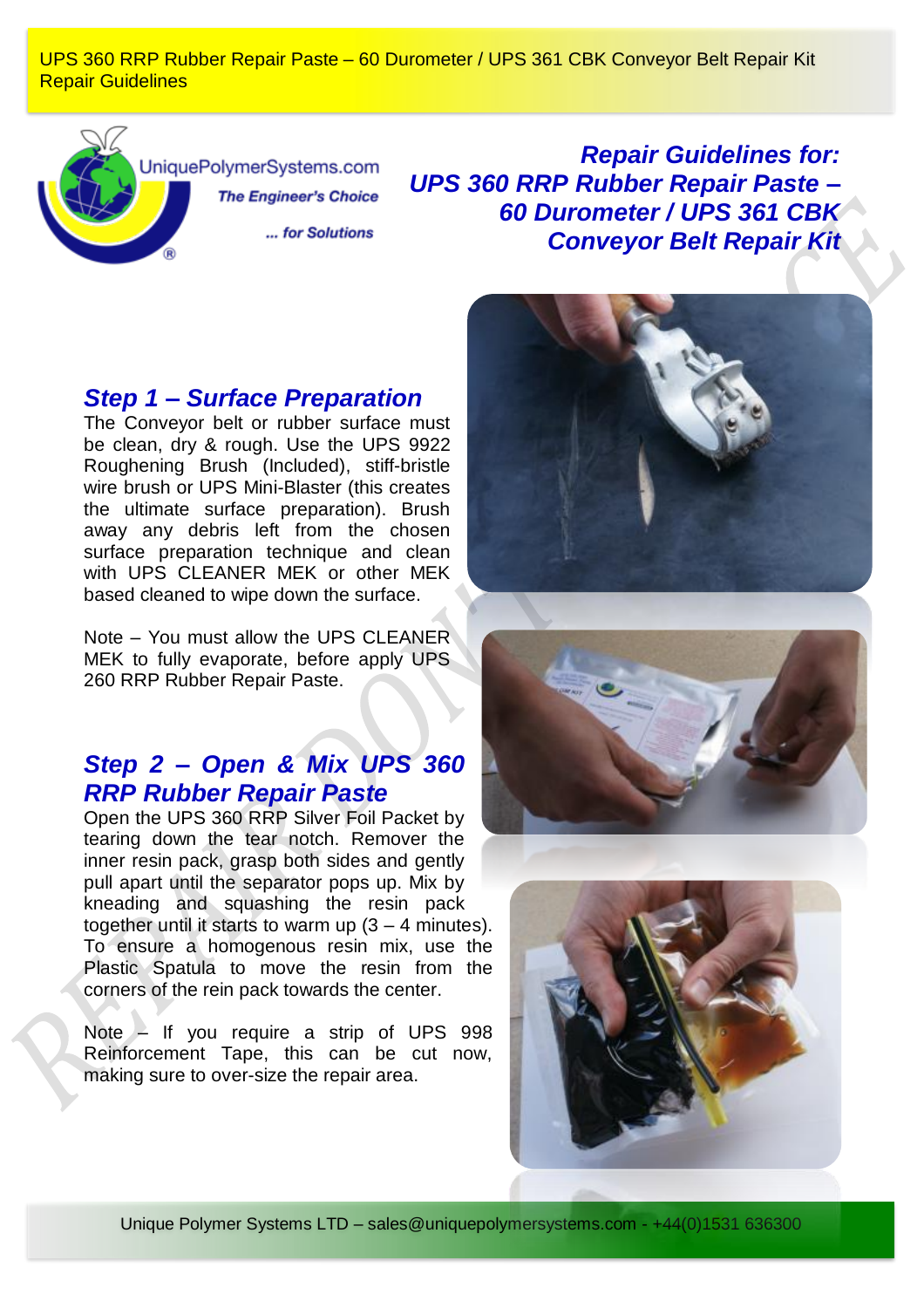UniquePolymerSystems.com

*The Engineer's Choice*

*... for Solutions*

# Repair Guidelines for: UPS 360 RRP Rubber Repair Paste – 60 Durometer / UPS 361 CBK Conveyor Belt Repair Kit

## Step 1 – Surface Preparation

The Conveyor belt or rubber surface must be clean, dry & rough. Use the UPS 9922 Roughening Brush (Included), stiff-bristle wire brush or UPS Mini-Blaster (this creates the ultimate surface preparation). Brush away any debris left from the chosen surface preparation technique and clean with UPS CLEANER MEK or other MEK based cleaned to wipe down the surface.

Note – You must allow the UPS CLEANER MEK to fully evaporate, before apply UPS 260 RRP Rubber Repair Paste.

## Step 2 – Open & Mix UPS 360 RRP Rubber Repair Paste

Open the UPS 360 RRP Silver Foil Packet by tearing down the tear notch. Remover the inner resin pack, grasp both sides and gently pull apart until the separator pops up. Mix by kneading and squashing the resin pack together until it starts to warm up (3 – 4 minutes). To ensure a homogenous resin mix, use the Plastic Spatula to move the resin from the corners of the rein pack towards the center.

Note – If you require a strip of UPS 998 Reinforcement Tape, this can be cut now, making sure to over-size the repair area.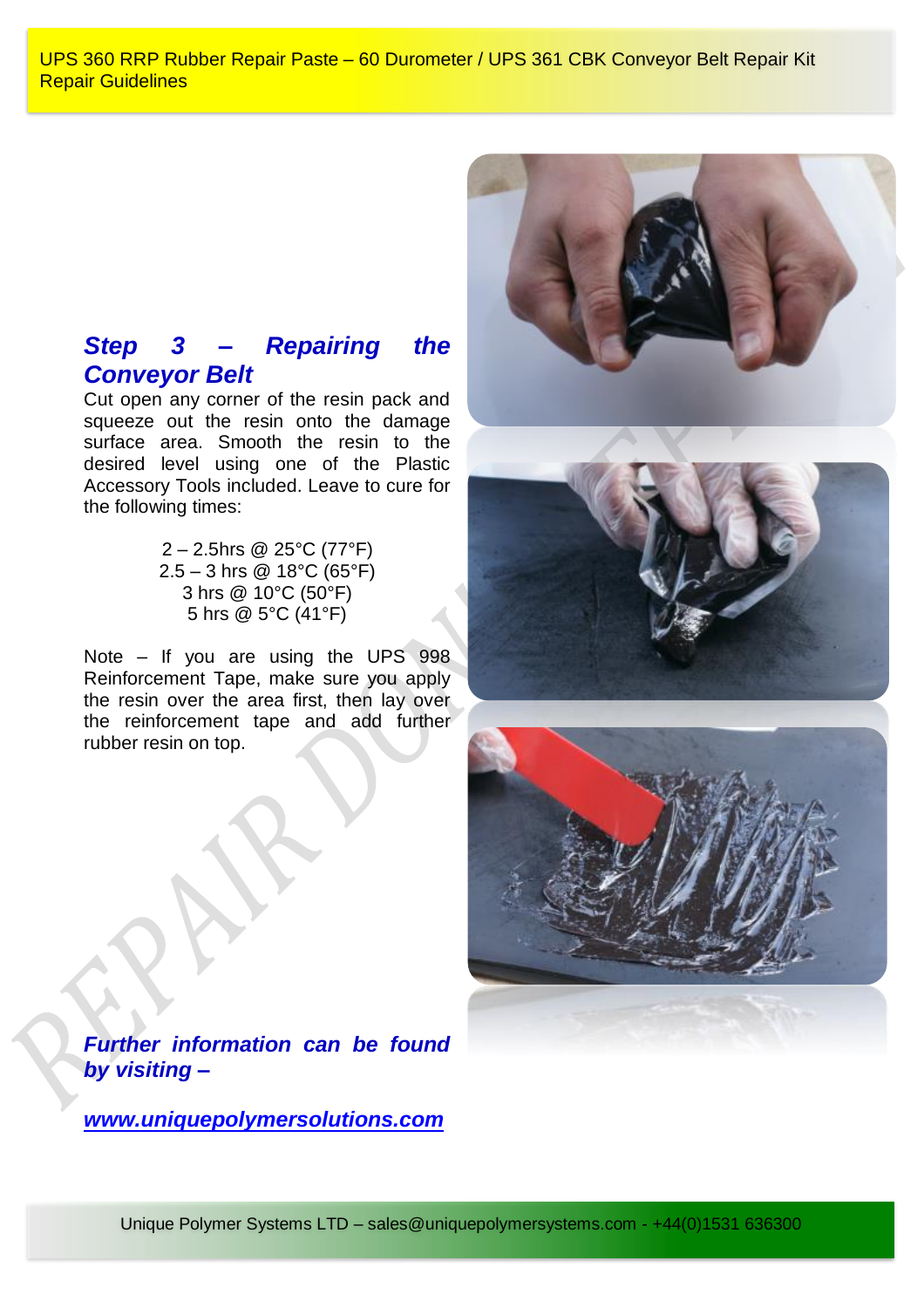## Step 3 – Repairing the Conveyor Belt

Cut open any corner of the resin pack and squeeze out the resin onto the damage surface area. Smooth the resin to the desired level using one of the Plastic Accessory Tools included. Leave to cure for the following times:

2 – 2.5hrs @ 25°C (77°F)
2.5 – 3 hrs @ 18°C (65°F)
3 hrs @ 10°C (50°F)
5 hrs @ 5°C (41°F)

Note – If you are using the UPS 998 Reinforcement Tape, make sure you apply the resin over the area first, then lay over the reinforcement tape and add further rubber resin on top.

***Further information can be found by visiting –***

***[www.uniquepolymersolutions.com](http://www.uniquepolymersolutions.com)***